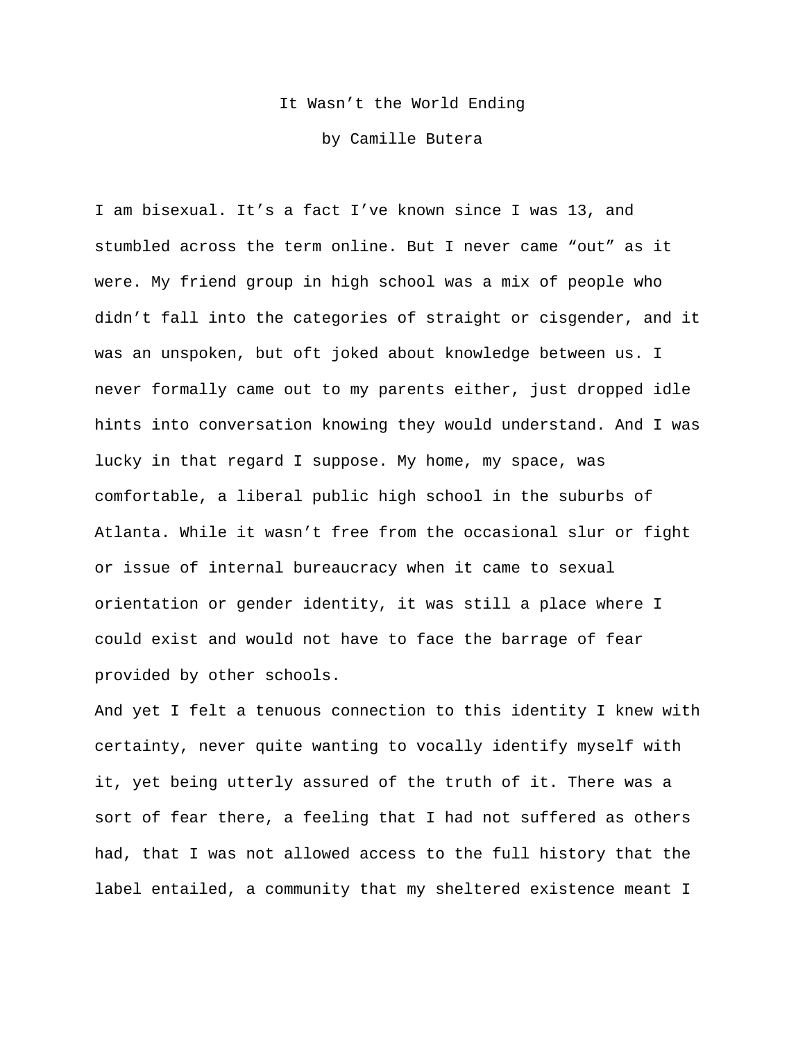# It Wasn't the World Ending

by Camille Butera

I am bisexual. It's a fact I've known since I was 13, and stumbled across the term online. But I never came "out" as it were. My friend group in high school was a mix of people who didn't fall into the categories of straight or cisgender, and it was an unspoken, but oft joked about knowledge between us. I never formally came out to my parents either, just dropped idle hints into conversation knowing they would understand. And I was lucky in that regard I suppose. My home, my space, was comfortable, a liberal public high school in the suburbs of Atlanta. While it wasn't free from the occasional slur or fight or issue of internal bureaucracy when it came to sexual orientation or gender identity, it was still a place where I could exist and would not have to face the barrage of fear provided by other schools.

And yet I felt a tenuous connection to this identity I knew with certainty, never quite wanting to vocally identify myself with it, yet being utterly assured of the truth of it. There was a sort of fear there, a feeling that I had not suffered as others had, that I was not allowed access to the full history that the label entailed, a community that my sheltered existence meant I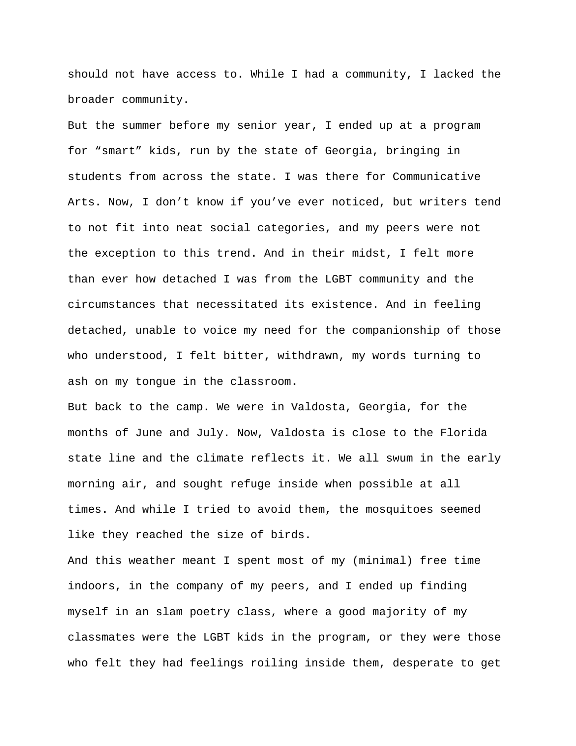should not have access to. While I had a community, I lacked the broader community.

But the summer before my senior year, I ended up at a program for “smart” kids, run by the state of Georgia, bringing in students from across the state. I was there for Communicative Arts. Now, I don’t know if you’ve ever noticed, but writers tend to not fit into neat social categories, and my peers were not the exception to this trend. And in their midst, I felt more than ever how detached I was from the LGBT community and the circumstances that necessitated its existence. And in feeling detached, unable to voice my need for the companionship of those who understood, I felt bitter, withdrawn, my words turning to ash on my tongue in the classroom.

But back to the camp. We were in Valdosta, Georgia, for the months of June and July. Now, Valdosta is close to the Florida state line and the climate reflects it. We all swum in the early morning air, and sought refuge inside when possible at all times. And while I tried to avoid them, the mosquitoes seemed like they reached the size of birds.

And this weather meant I spent most of my (minimal) free time indoors, in the company of my peers, and I ended up finding myself in an slam poetry class, where a good majority of my classmates were the LGBT kids in the program, or they were those who felt they had feelings roiling inside them, desperate to get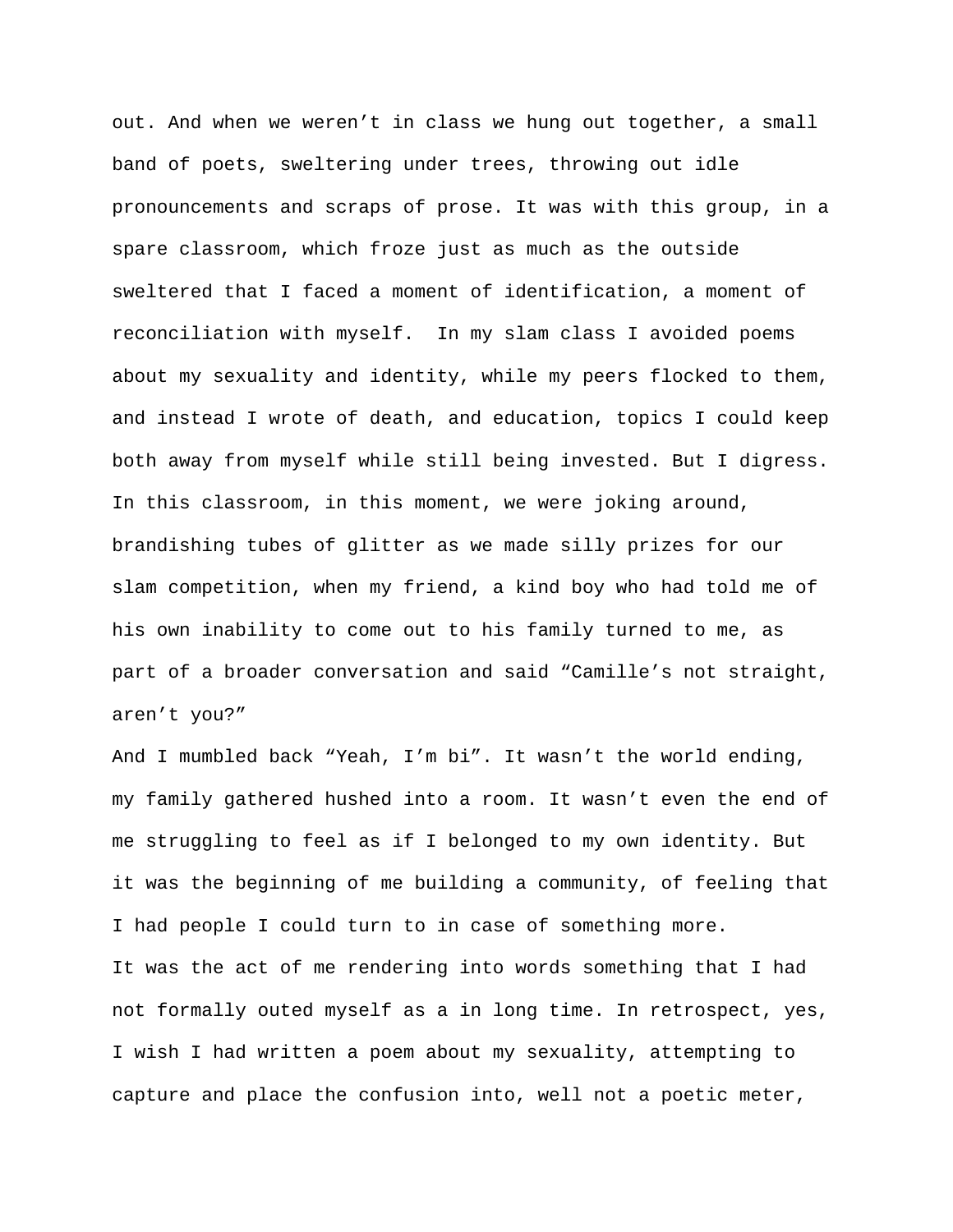out. And when we weren't in class we hung out together, a small band of poets, sweltering under trees, throwing out idle pronouncements and scraps of prose. It was with this group, in a spare classroom, which froze just as much as the outside sweltered that I faced a moment of identification, a moment of reconciliation with myself.  In my slam class I avoided poems about my sexuality and identity, while my peers flocked to them, and instead I wrote of death, and education, topics I could keep both away from myself while still being invested. But I digress. In this classroom, in this moment, we were joking around, brandishing tubes of glitter as we made silly prizes for our slam competition, when my friend, a kind boy who had told me of his own inability to come out to his family turned to me, as part of a broader conversation and said "Camille's not straight, aren't you?"

And I mumbled back "Yeah, I'm bi". It wasn't the world ending, my family gathered hushed into a room. It wasn't even the end of me struggling to feel as if I belonged to my own identity. But it was the beginning of me building a community, of feeling that I had people I could turn to in case of something more.

It was the act of me rendering into words something that I had not formally outed myself as a in long time. In retrospect, yes, I wish I had written a poem about my sexuality, attempting to capture and place the confusion into, well not a poetic meter,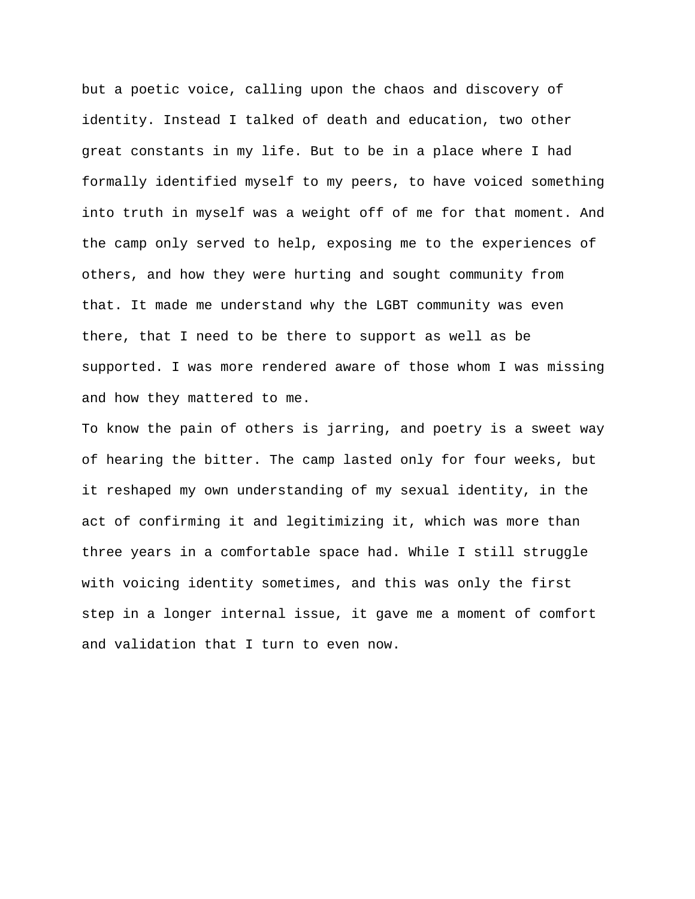but a poetic voice, calling upon the chaos and discovery of identity. Instead I talked of death and education, two other great constants in my life. But to be in a place where I had formally identified myself to my peers, to have voiced something into truth in myself was a weight off of me for that moment. And the camp only served to help, exposing me to the experiences of others, and how they were hurting and sought community from that. It made me understand why the LGBT community was even there, that I need to be there to support as well as be supported. I was more rendered aware of those whom I was missing and how they mattered to me.

To know the pain of others is jarring, and poetry is a sweet way of hearing the bitter. The camp lasted only for four weeks, but it reshaped my own understanding of my sexual identity, in the act of confirming it and legitimizing it, which was more than three years in a comfortable space had. While I still struggle with voicing identity sometimes, and this was only the first step in a longer internal issue, it gave me a moment of comfort and validation that I turn to even now.